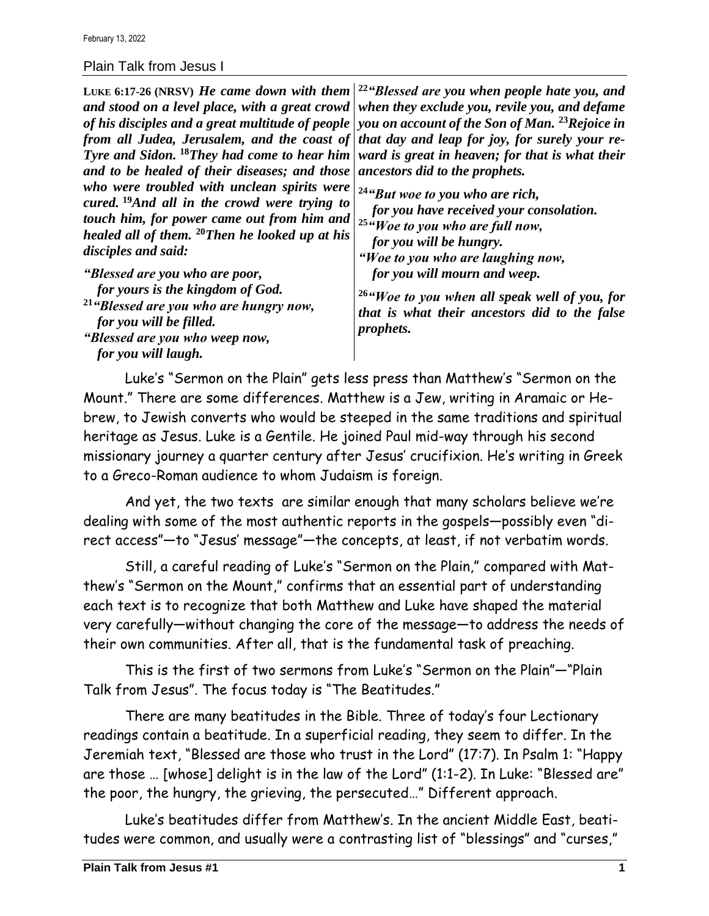February 13, 2022

Plain Talk from Jesus I

**LUKE 6:17-26 (NRSV)** ***He came down with them and stood on a level place, with a great crowd of his disciples and a great multitude of people from all Judea, Jerusalem, and the coast of Tyre and Sidon. [18]They had come to hear him and to be healed of their diseases; and those who were troubled with unclean spirits were cured. [19]And all in the crowd were trying to touch him, for power came out from him and healed all of them. [20]Then he looked up at his disciples and said:***

***"Blessed are you who are poor,***
***for yours is the kingdom of God.***
***[21]"Blessed are you who are hungry now,***
***for you will be filled.***
***"Blessed are you who weep now,***
***for you will laugh.***

***[22]"Blessed are you when people hate you, and when they exclude you, revile you, and defame you on account of the Son of Man. [23]Rejoice in that day and leap for joy, for surely your reward is great in heaven; for that is what their ancestors did to the prophets.***

***[24]"But woe to you who are rich,***
***for you have received your consolation.***
***[25]"Woe to you who are full now,***
***for you will be hungry.***
***"Woe to you who are laughing now,***
***for you will mourn and weep.***

***[26]"Woe to you when all speak well of you, for that is what their ancestors did to the false prophets.***

Luke's "Sermon on the Plain" gets less press than Matthew's "Sermon on the Mount." There are some differences. Matthew is a Jew, writing in Aramaic or Hebrew, to Jewish converts who would be steeped in the same traditions and spiritual heritage as Jesus. Luke is a Gentile. He joined Paul mid-way through his second missionary journey a quarter century after Jesus' crucifixion. He's writing in Greek to a Greco-Roman audience to whom Judaism is foreign.

And yet, the two texts are similar enough that many scholars believe we're dealing with some of the most authentic reports in the gospels—possibly even "direct access"—to "Jesus' message"—the concepts, at least, if not verbatim words.

Still, a careful reading of Luke's "Sermon on the Plain," compared with Matthew's "Sermon on the Mount," confirms that an essential part of understanding each text is to recognize that both Matthew and Luke have shaped the material very carefully—without changing the core of the message—to address the needs of their own communities. After all, that is the fundamental task of preaching.

This is the first of two sermons from Luke's "Sermon on the Plain"—"Plain Talk from Jesus". The focus today is "The Beatitudes."

There are many beatitudes in the Bible. Three of today's four Lectionary readings contain a beatitude. In a superficial reading, they seem to differ. In the Jeremiah text, "Blessed are those who trust in the Lord" (17:7). In Psalm 1: "Happy are those … [whose] delight is in the law of the Lord" (1:1-2). In Luke: "Blessed are" the poor, the hungry, the grieving, the persecuted…" Different approach.

Luke's beatitudes differ from Matthew's. In the ancient Middle East, beatitudes were common, and usually were a contrasting list of "blessings" and "curses,"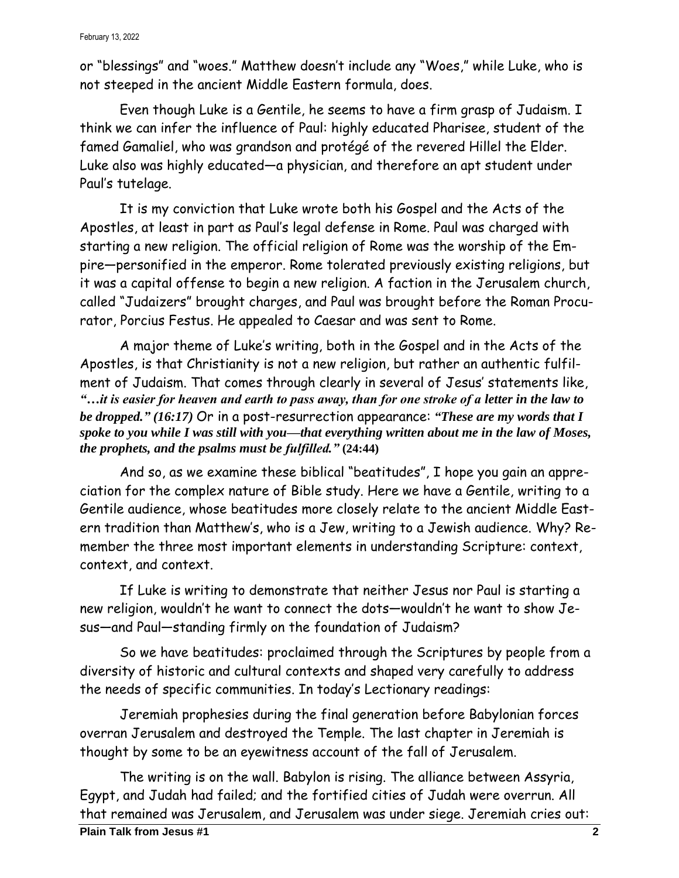or "blessings" and "woes." Matthew doesn't include any "Woes," while Luke, who is not steeped in the ancient Middle Eastern formula, does.

Even though Luke is a Gentile, he seems to have a firm grasp of Judaism. I think we can infer the influence of Paul: highly educated Pharisee, student of the famed Gamaliel, who was grandson and protégé of the revered Hillel the Elder. Luke also was highly educated—a physician, and therefore an apt student under Paul's tutelage.

It is my conviction that Luke wrote both his Gospel and the Acts of the Apostles, at least in part as Paul's legal defense in Rome. Paul was charged with starting a new religion. The official religion of Rome was the worship of the Empire—personified in the emperor. Rome tolerated previously existing religions, but it was a capital offense to begin a new religion. A faction in the Jerusalem church, called "Judaizers" brought charges, and Paul was brought before the Roman Procurator, Porcius Festus. He appealed to Caesar and was sent to Rome.

A major theme of Luke's writing, both in the Gospel and in the Acts of the Apostles, is that Christianity is not a new religion, but rather an authentic fulfilment of Judaism. That comes through clearly in several of Jesus' statements like, ***"…it is easier for heaven and earth to pass away, than for one stroke of a letter in the law to be dropped." (16:17)*** Or in a post-resurrection appearance: ***"These are my words that I spoke to you while I was still with you—that everything written about me in the law of Moses, the prophets, and the psalms must be fulfilled."*** **(24:44)**

And so, as we examine these biblical "beatitudes", I hope you gain an appreciation for the complex nature of Bible study. Here we have a Gentile, writing to a Gentile audience, whose beatitudes more closely relate to the ancient Middle Eastern tradition than Matthew's, who is a Jew, writing to a Jewish audience. Why? Remember the three most important elements in understanding Scripture: context, context, and context.

If Luke is writing to demonstrate that neither Jesus nor Paul is starting a new religion, wouldn't he want to connect the dots—wouldn't he want to show Jesus—and Paul—standing firmly on the foundation of Judaism?

So we have beatitudes: proclaimed through the Scriptures by people from a diversity of historic and cultural contexts and shaped very carefully to address the needs of specific communities. In today's Lectionary readings:

Jeremiah prophesies during the final generation before Babylonian forces overran Jerusalem and destroyed the Temple. The last chapter in Jeremiah is thought by some to be an eyewitness account of the fall of Jerusalem.

The writing is on the wall. Babylon is rising. The alliance between Assyria, Egypt, and Judah had failed; and the fortified cities of Judah were overrun. All that remained was Jerusalem, and Jerusalem was under siege. Jeremiah cries out: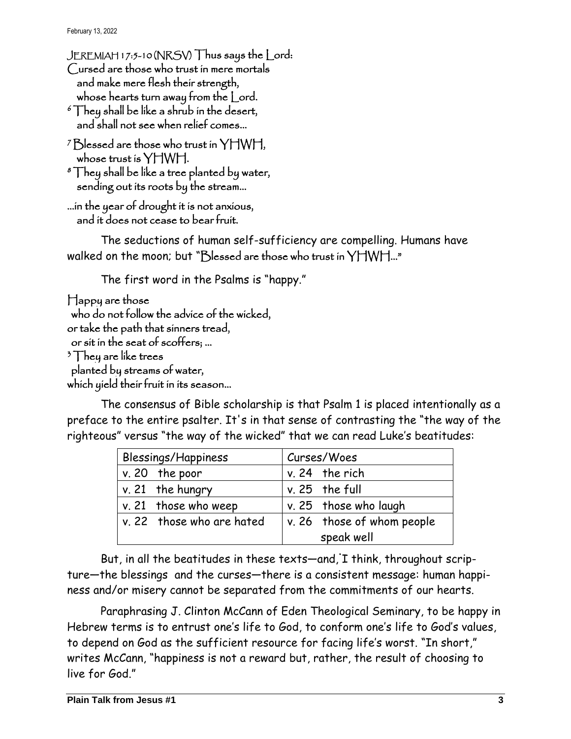JEREMIAH 17:5-10 (NRSV) Thus says the Lord:
Cursed are those who trust in mere mortals
and make mere flesh their strength,
whose hearts turn away from the Lord.
[6] They shall be like a shrub in the desert,
and shall not see when relief comes...

[7] Blessed are those who trust in YHWH,
whose trust is YHWH.
[8] They shall be like a tree planted by water,
sending out its roots by the stream...

...in the year of drought it is not anxious,
and it does not cease to bear fruit.

The seductions of human self-sufficiency are compelling. Humans have walked on the moon; but "Blessed are those who trust in YHWH..."

The first word in the Psalms is "happy."

Happy are those
who do not follow the advice of the wicked,
or take the path that sinners tread,
or sit in the seat of scoffers; ...
[3] They are like trees
planted by streams of water,
which yield their fruit in its season...

The consensus of Bible scholarship is that Psalm 1 is placed intentionally as a preface to the entire psalter. It's in that sense of contrasting the "the way of the righteous" versus "the way of the wicked" that we can read Luke's beatitudes:

| Blessings/Happiness | Curses/Woes |
|---|---|
| v. 20 the poor | v. 24 the rich |
| v. 21 the hungry | v. 25 the full |
| v. 21 those who weep | v. 25 those who laugh |
| v. 22 those who are hated | v. 26 those of whom people speak well |

But, in all the beatitudes in these texts—and, I think, throughout scripture—the blessings and the curses—there is a consistent message: human happiness and/or misery cannot be separated from the commitments of our hearts.

Paraphrasing J. Clinton McCann of Eden Theological Seminary, to be happy in Hebrew terms is to entrust one's life to God, to conform one's life to God's values, to depend on God as the sufficient resource for facing life's worst. "In short," writes McCann, "happiness is not a reward but, rather, the result of choosing to live for God."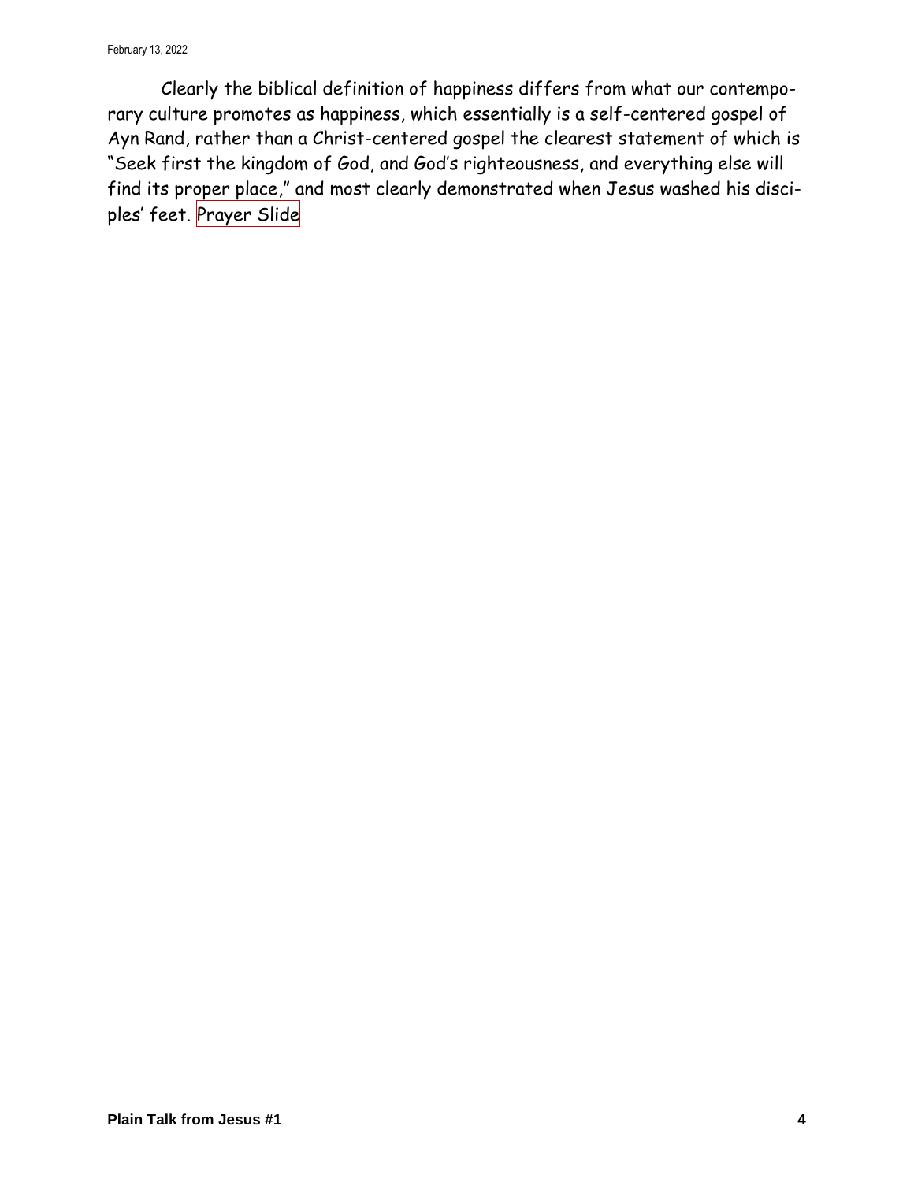Clearly the biblical definition of happiness differs from what our contemporary culture promotes as happiness, which essentially is a self-centered gospel of Ayn Rand, rather than a Christ-centered gospel the clearest statement of which is "Seek first the kingdom of God, and God's righteousness, and everything else will find its proper place," and most clearly demonstrated when Jesus washed his disciples' feet. Prayer Slide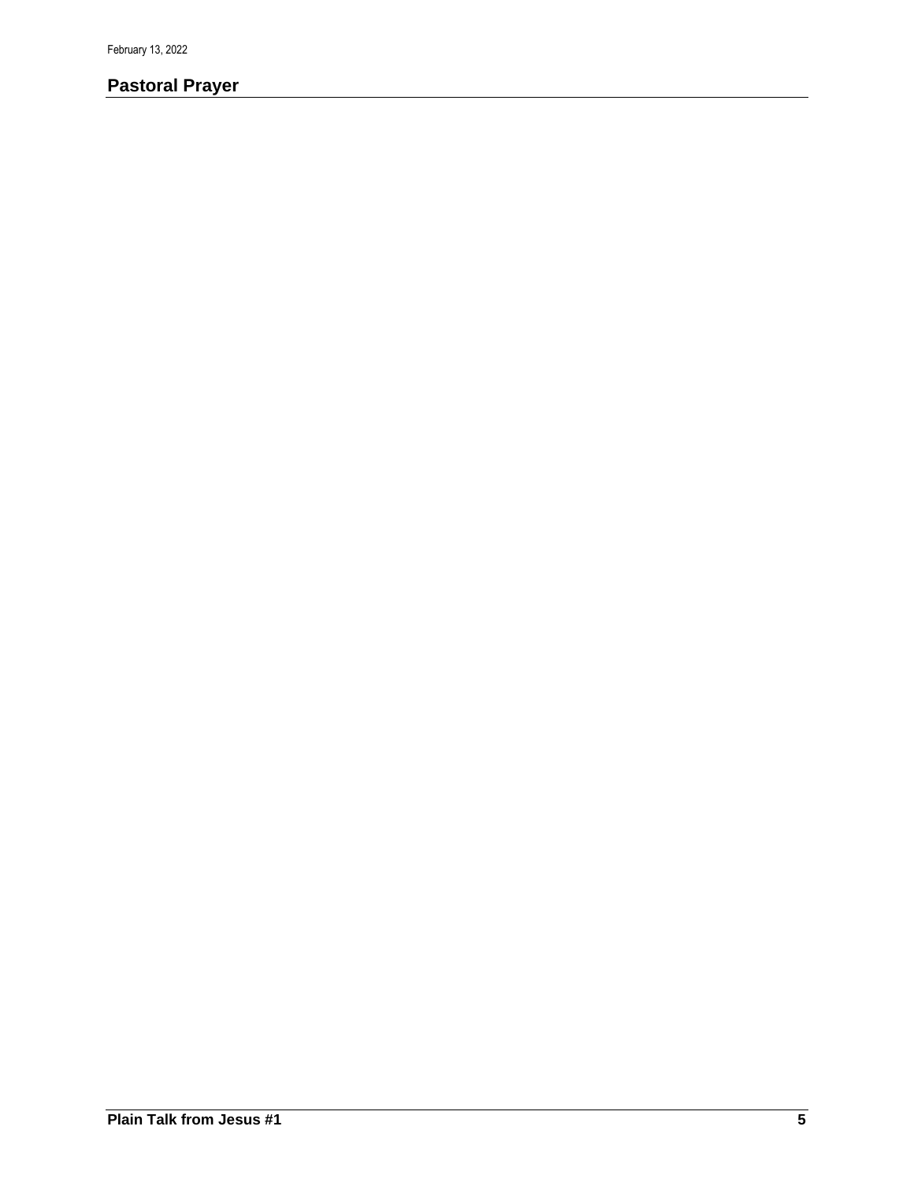## Pastoral Prayer